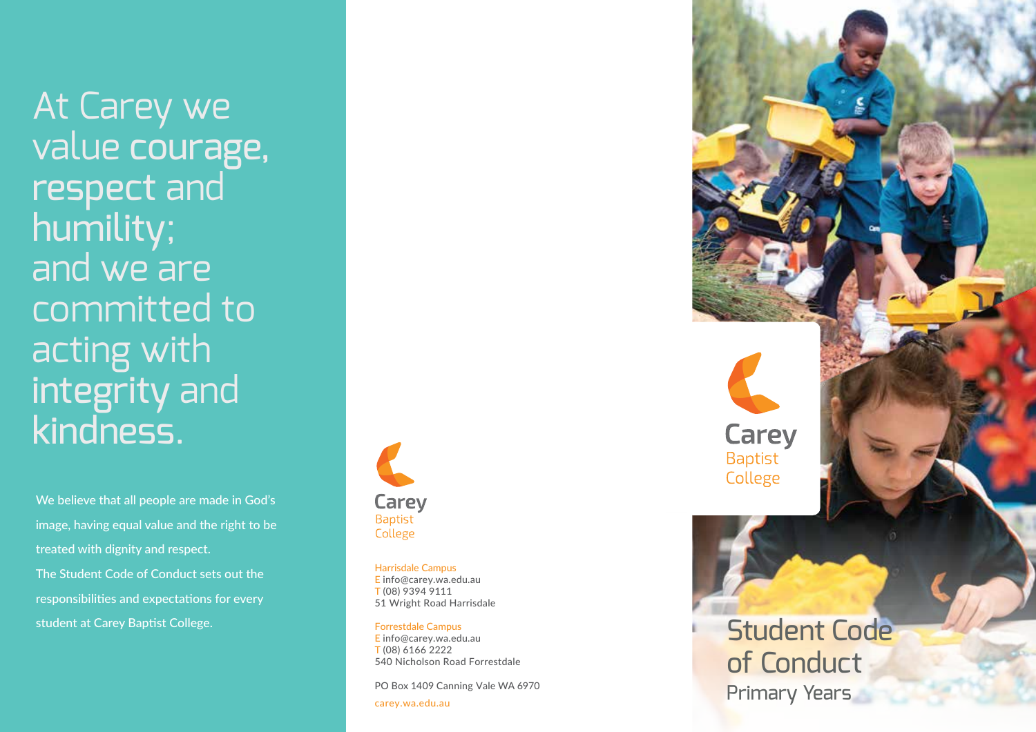# At Carey we value courage, respect and humility; and we are committed to acting with integrity and kindness.

We believe that all people are made in God's image, having equal value and the right to be treated with dignity and respect.

The Student Code of Conduct sets out the responsibilities and expectations for every student at Carey Baptist College.

Carey Baptist College

Harrisdale Campus
E info@carey.wa.edu.au
T (08) 9394 9111
51 Wright Road Harrisdale

Forrestdale Campus
E info@carey.wa.edu.au
T (08) 6166 2222
540 Nicholson Road Forrestdale

PO Box 1409 Canning Vale WA 6970

carey.wa.edu.au

Carey Baptist College

# Student Code of Conduct

## Primary Years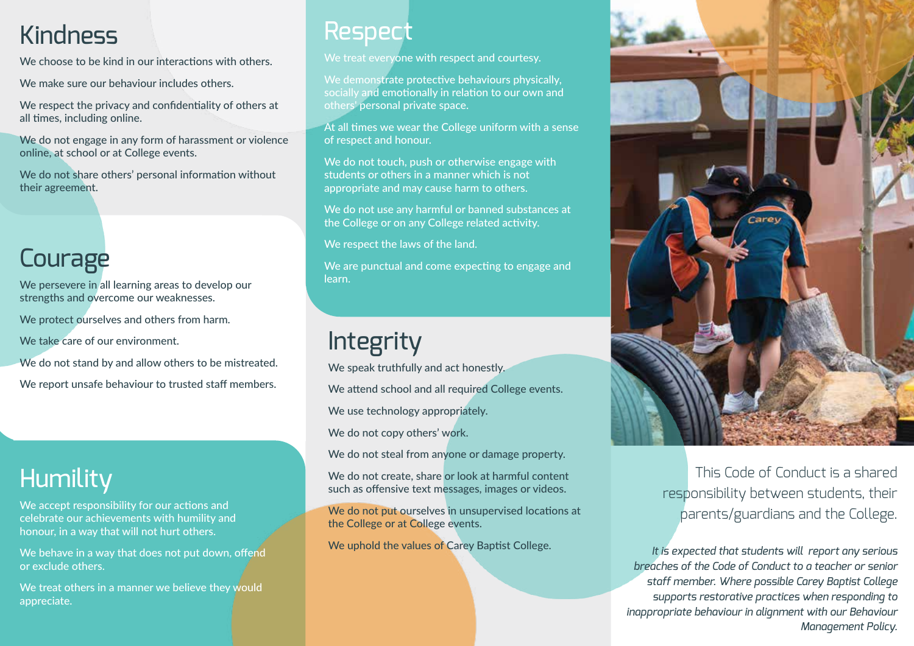## Kindness

We choose to be kind in our interactions with others.

We make sure our behaviour includes others.

We respect the privacy and confidentiality of others at all times, including online.

We do not engage in any form of harassment or violence online, at school or at College events.

We do not share others' personal information without their agreement.

## Courage

We persevere in all learning areas to develop our strengths and overcome our weaknesses.

We protect ourselves and others from harm.

We take care of our environment.

We do not stand by and allow others to be mistreated.

We report unsafe behaviour to trusted staff members.

## Humility

We accept responsibility for our actions and celebrate our achievements with humility and honour, in a way that will not hurt others.

We behave in a way that does not put down, offend or exclude others.

We treat others in a manner we believe they would appreciate.

## Respect

We treat everyone with respect and courtesy.

We demonstrate protective behaviours physically, socially and emotionally in relation to our own and others' personal private space.

At all times we wear the College uniform with a sense of respect and honour.

We do not touch, push or otherwise engage with students or others in a manner which is not appropriate and may cause harm to others.

We do not use any harmful or banned substances at the College or on any College related activity.

We respect the laws of the land.

We are punctual and come expecting to engage and learn.

## Integrity

We speak truthfully and act honestly.

We attend school and all required College events.

We use technology appropriately.

We do not copy others' work.

We do not steal from anyone or damage property.

We do not create, share or look at harmful content such as offensive text messages, images or videos.

We do not put ourselves in unsupervised locations at the College or at College events.

We uphold the values of Carey Baptist College.

This Code of Conduct is a shared responsibility between students, their parents/guardians and the College.

*It is expected that students will report any serious breaches of the Code of Conduct to a teacher or senior staff member. Where possible Carey Baptist College supports restorative practices when responding to inappropriate behaviour in alignment with our Behaviour Management Policy.*